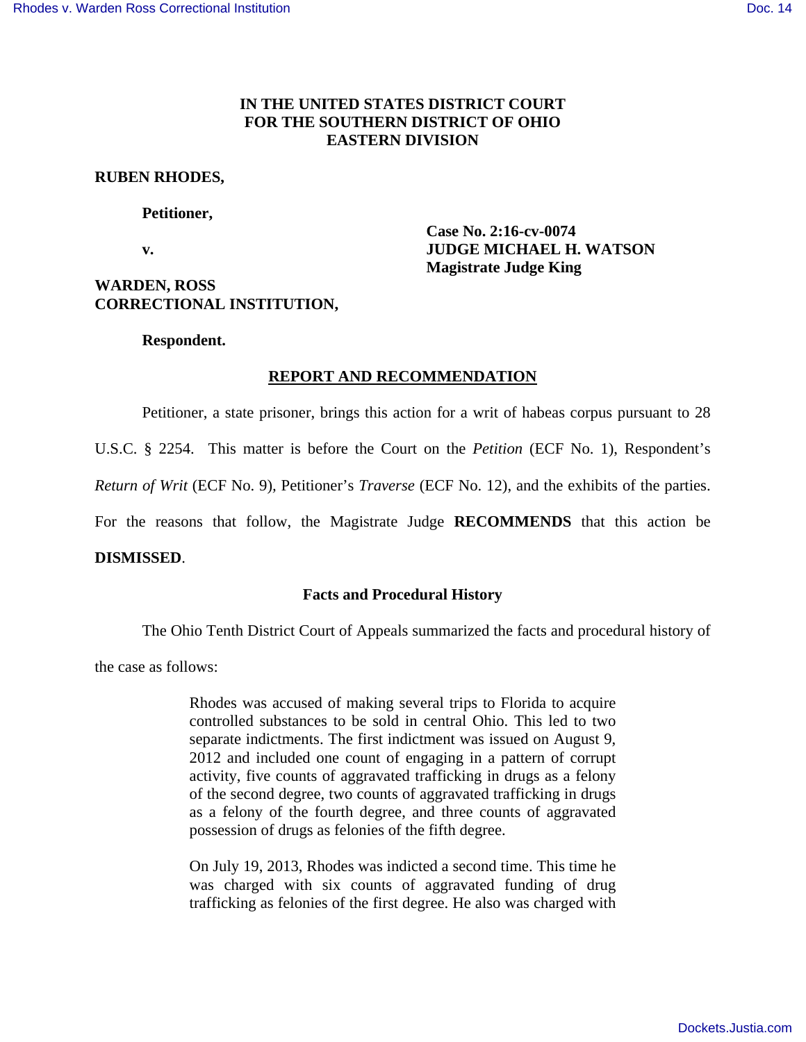**IN THE UNITED STATES DISTRICT COURT**
**FOR THE SOUTHERN DISTRICT OF OHIO**
**EASTERN DIVISION**

**RUBEN RHODES,**

**Petitioner,**

**v.**

**Case No. 2:16-cv-0074**
**JUDGE MICHAEL H. WATSON**
**Magistrate Judge King**

**WARDEN, ROSS CORRECTIONAL INSTITUTION,**

**Respondent.**

## REPORT AND RECOMMENDATION

Petitioner, a state prisoner, brings this action for a writ of habeas corpus pursuant to 28 U.S.C. § 2254. This matter is before the Court on the *Petition* (ECF No. 1), Respondent's *Return of Writ* (ECF No. 9), Petitioner's *Traverse* (ECF No. 12), and the exhibits of the parties. For the reasons that follow, the Magistrate Judge **RECOMMENDS** that this action be **DISMISSED**.

### Facts and Procedural History

The Ohio Tenth District Court of Appeals summarized the facts and procedural history of the case as follows:

> Rhodes was accused of making several trips to Florida to acquire controlled substances to be sold in central Ohio. This led to two separate indictments. The first indictment was issued on August 9, 2012 and included one count of engaging in a pattern of corrupt activity, five counts of aggravated trafficking in drugs as a felony of the second degree, two counts of aggravated trafficking in drugs as a felony of the fourth degree, and three counts of aggravated possession of drugs as felonies of the fifth degree.
>
> On July 19, 2013, Rhodes was indicted a second time. This time he was charged with six counts of aggravated funding of drug trafficking as felonies of the first degree. He also was charged with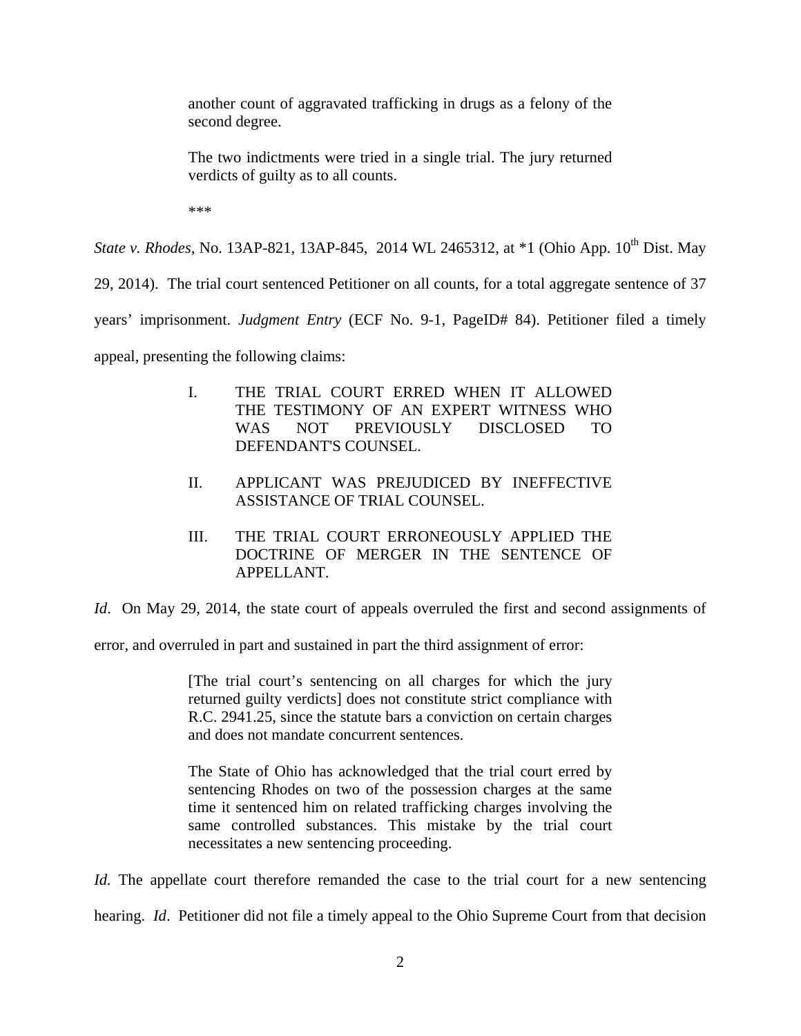> another count of aggravated trafficking in drugs as a felony of the second degree.
>
> The two indictments were tried in a single trial. The jury returned verdicts of guilty as to all counts.
>
> \*\*\*

*State v. Rhodes*, No. 13AP-821, 13AP-845, 2014 WL 2465312, at \*1 (Ohio App. 10th Dist. May 29, 2014). The trial court sentenced Petitioner on all counts, for a total aggregate sentence of 37 years' imprisonment. *Judgment Entry* (ECF No. 9-1, PageID# 84). Petitioner filed a timely appeal, presenting the following claims:

> I. THE TRIAL COURT ERRED WHEN IT ALLOWED THE TESTIMONY OF AN EXPERT WITNESS WHO WAS NOT PREVIOUSLY DISCLOSED TO DEFENDANT'S COUNSEL.
>
> II. APPLICANT WAS PREJUDICED BY INEFFECTIVE ASSISTANCE OF TRIAL COUNSEL.
>
> III. THE TRIAL COURT ERRONEOUSLY APPLIED THE DOCTRINE OF MERGER IN THE SENTENCE OF APPELLANT.

*Id*. On May 29, 2014, the state court of appeals overruled the first and second assignments of error, and overruled in part and sustained in part the third assignment of error:

> [The trial court's sentencing on all charges for which the jury returned guilty verdicts] does not constitute strict compliance with R.C. 2941.25, since the statute bars a conviction on certain charges and does not mandate concurrent sentences.
>
> The State of Ohio has acknowledged that the trial court erred by sentencing Rhodes on two of the possession charges at the same time it sentenced him on related trafficking charges involving the same controlled substances. This mistake by the trial court necessitates a new sentencing proceeding.

*Id.* The appellate court therefore remanded the case to the trial court for a new sentencing hearing. *Id*. Petitioner did not file a timely appeal to the Ohio Supreme Court from that decision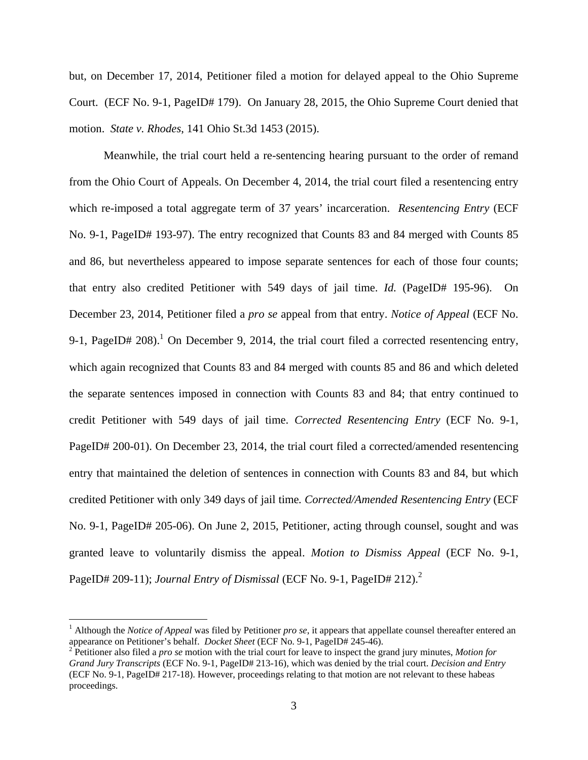but, on December 17, 2014, Petitioner filed a motion for delayed appeal to the Ohio Supreme Court. (ECF No. 9-1, PageID# 179). On January 28, 2015, the Ohio Supreme Court denied that motion. *State v. Rhodes*, 141 Ohio St.3d 1453 (2015).

Meanwhile, the trial court held a re-sentencing hearing pursuant to the order of remand from the Ohio Court of Appeals. On December 4, 2014, the trial court filed a resentencing entry which re-imposed a total aggregate term of 37 years' incarceration. *Resentencing Entry* (ECF No. 9-1, PageID# 193-97). The entry recognized that Counts 83 and 84 merged with Counts 85 and 86, but nevertheless appeared to impose separate sentences for each of those four counts; that entry also credited Petitioner with 549 days of jail time. *Id.* (PageID# 195-96). On December 23, 2014, Petitioner filed a *pro se* appeal from that entry. *Notice of Appeal* (ECF No. 9-1, PageID# 208).[1] On December 9, 2014, the trial court filed a corrected resentencing entry, which again recognized that Counts 83 and 84 merged with counts 85 and 86 and which deleted the separate sentences imposed in connection with Counts 83 and 84; that entry continued to credit Petitioner with 549 days of jail time. *Corrected Resentencing Entry* (ECF No. 9-1, PageID# 200-01). On December 23, 2014, the trial court filed a corrected/amended resentencing entry that maintained the deletion of sentences in connection with Counts 83 and 84, but which credited Petitioner with only 349 days of jail time. *Corrected/Amended Resentencing Entry* (ECF No. 9-1, PageID# 205-06). On June 2, 2015, Petitioner, acting through counsel, sought and was granted leave to voluntarily dismiss the appeal. *Motion to Dismiss Appeal* (ECF No. 9-1, PageID# 209-11); *Journal Entry of Dismissal* (ECF No. 9-1, PageID# 212).[2]

---

[1] Although the *Notice of Appeal* was filed by Petitioner *pro se*, it appears that appellate counsel thereafter entered an appearance on Petitioner's behalf. *Docket Sheet* (ECF No. 9-1, PageID# 245-46).

[2] Petitioner also filed a *pro se* motion with the trial court for leave to inspect the grand jury minutes, *Motion for Grand Jury Transcripts* (ECF No. 9-1, PageID# 213-16), which was denied by the trial court. *Decision and Entry* (ECF No. 9-1, PageID# 217-18). However, proceedings relating to that motion are not relevant to these habeas proceedings.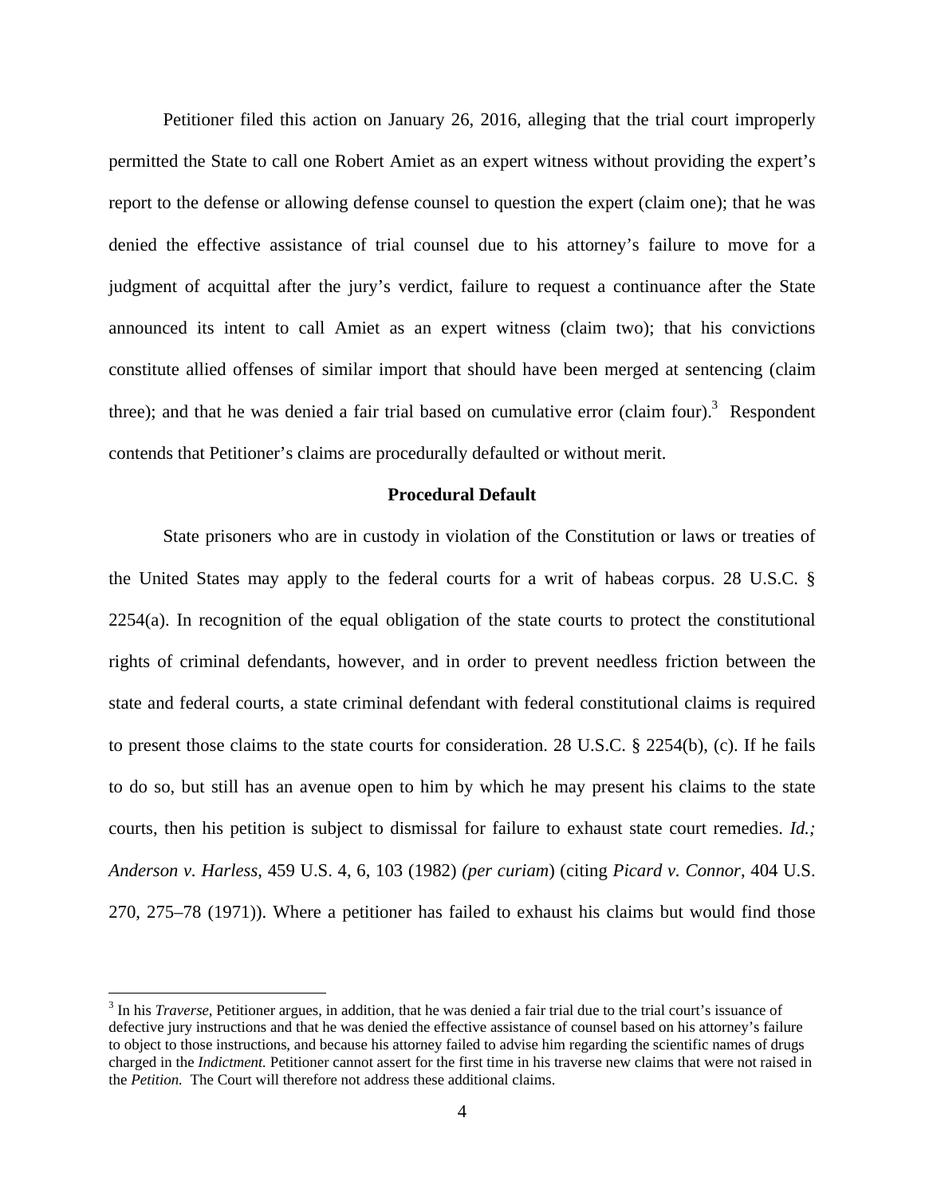Petitioner filed this action on January 26, 2016, alleging that the trial court improperly permitted the State to call one Robert Amiet as an expert witness without providing the expert's report to the defense or allowing defense counsel to question the expert (claim one); that he was denied the effective assistance of trial counsel due to his attorney's failure to move for a judgment of acquittal after the jury's verdict, failure to request a continuance after the State announced its intent to call Amiet as an expert witness (claim two); that his convictions constitute allied offenses of similar import that should have been merged at sentencing (claim three); and that he was denied a fair trial based on cumulative error (claim four).[3] Respondent contends that Petitioner's claims are procedurally defaulted or without merit.

**Procedural Default**

State prisoners who are in custody in violation of the Constitution or laws or treaties of the United States may apply to the federal courts for a writ of habeas corpus. 28 U.S.C. § 2254(a). In recognition of the equal obligation of the state courts to protect the constitutional rights of criminal defendants, however, and in order to prevent needless friction between the state and federal courts, a state criminal defendant with federal constitutional claims is required to present those claims to the state courts for consideration. 28 U.S.C. § 2254(b), (c). If he fails to do so, but still has an avenue open to him by which he may present his claims to the state courts, then his petition is subject to dismissal for failure to exhaust state court remedies. *Id.; Anderson v. Harless*, 459 U.S. 4, 6, 103 (1982) *(per curiam*) (citing *Picard v. Connor*, 404 U.S. 270, 275–78 (1971)). Where a petitioner has failed to exhaust his claims but would find those

---

[3] In his *Traverse*, Petitioner argues, in addition, that he was denied a fair trial due to the trial court's issuance of defective jury instructions and that he was denied the effective assistance of counsel based on his attorney's failure to object to those instructions, and because his attorney failed to advise him regarding the scientific names of drugs charged in the *Indictment.* Petitioner cannot assert for the first time in his traverse new claims that were not raised in the *Petition*. The Court will therefore not address these additional claims.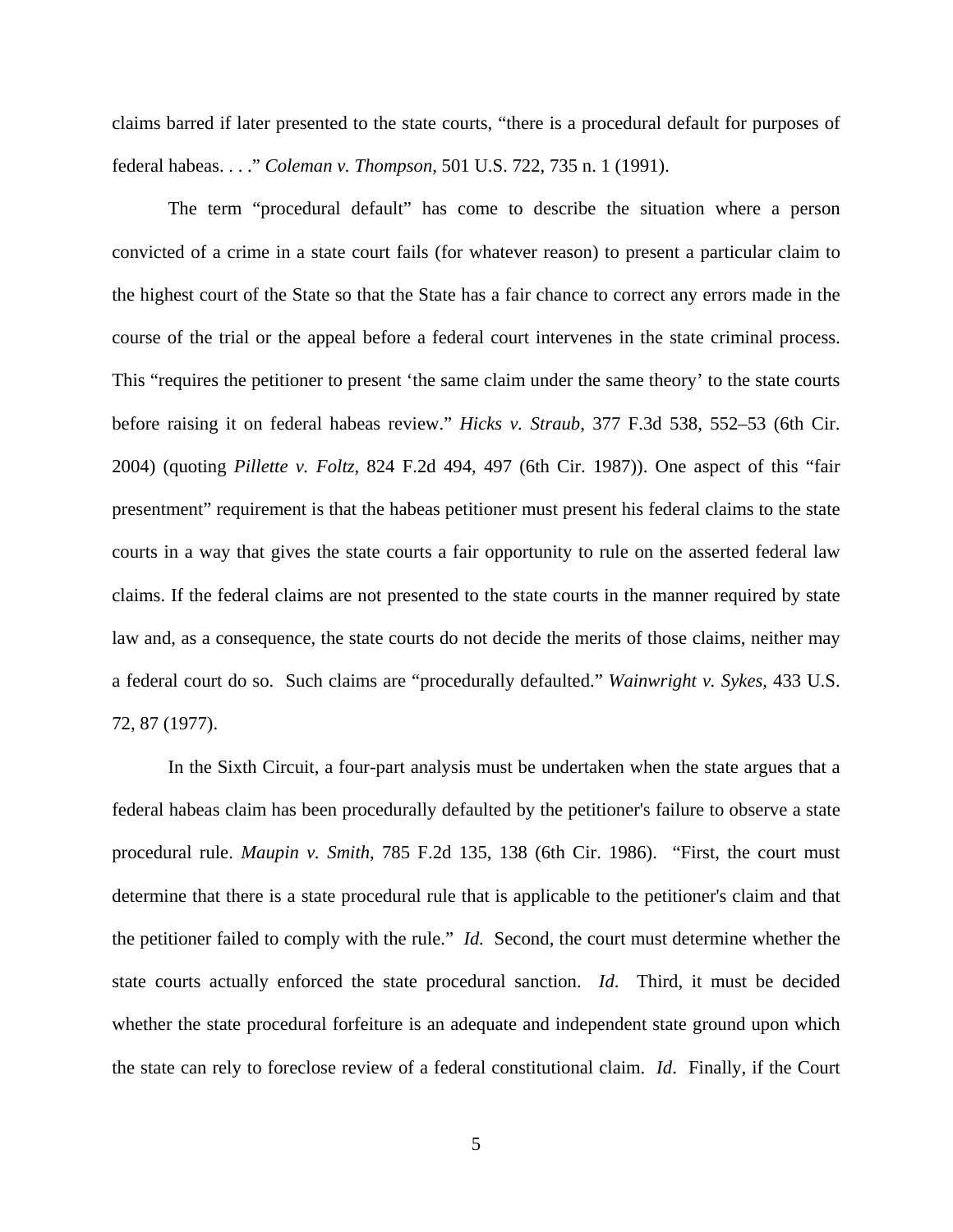claims barred if later presented to the state courts, "there is a procedural default for purposes of federal habeas. . . ." *Coleman v. Thompson*, 501 U.S. 722, 735 n. 1 (1991).

The term "procedural default" has come to describe the situation where a person convicted of a crime in a state court fails (for whatever reason) to present a particular claim to the highest court of the State so that the State has a fair chance to correct any errors made in the course of the trial or the appeal before a federal court intervenes in the state criminal process. This "requires the petitioner to present 'the same claim under the same theory' to the state courts before raising it on federal habeas review." *Hicks v. Straub*, 377 F.3d 538, 552–53 (6th Cir. 2004) (quoting *Pillette v. Foltz*, 824 F.2d 494, 497 (6th Cir. 1987)). One aspect of this "fair presentment" requirement is that the habeas petitioner must present his federal claims to the state courts in a way that gives the state courts a fair opportunity to rule on the asserted federal law claims. If the federal claims are not presented to the state courts in the manner required by state law and, as a consequence, the state courts do not decide the merits of those claims, neither may a federal court do so. Such claims are "procedurally defaulted." *Wainwright v. Sykes*, 433 U.S. 72, 87 (1977).

In the Sixth Circuit, a four-part analysis must be undertaken when the state argues that a federal habeas claim has been procedurally defaulted by the petitioner's failure to observe a state procedural rule. *Maupin v. Smith*, 785 F.2d 135, 138 (6th Cir. 1986). "First, the court must determine that there is a state procedural rule that is applicable to the petitioner's claim and that the petitioner failed to comply with the rule." *Id.* Second, the court must determine whether the state courts actually enforced the state procedural sanction. *Id*. Third, it must be decided whether the state procedural forfeiture is an adequate and independent state ground upon which the state can rely to foreclose review of a federal constitutional claim. *Id*. Finally, if the Court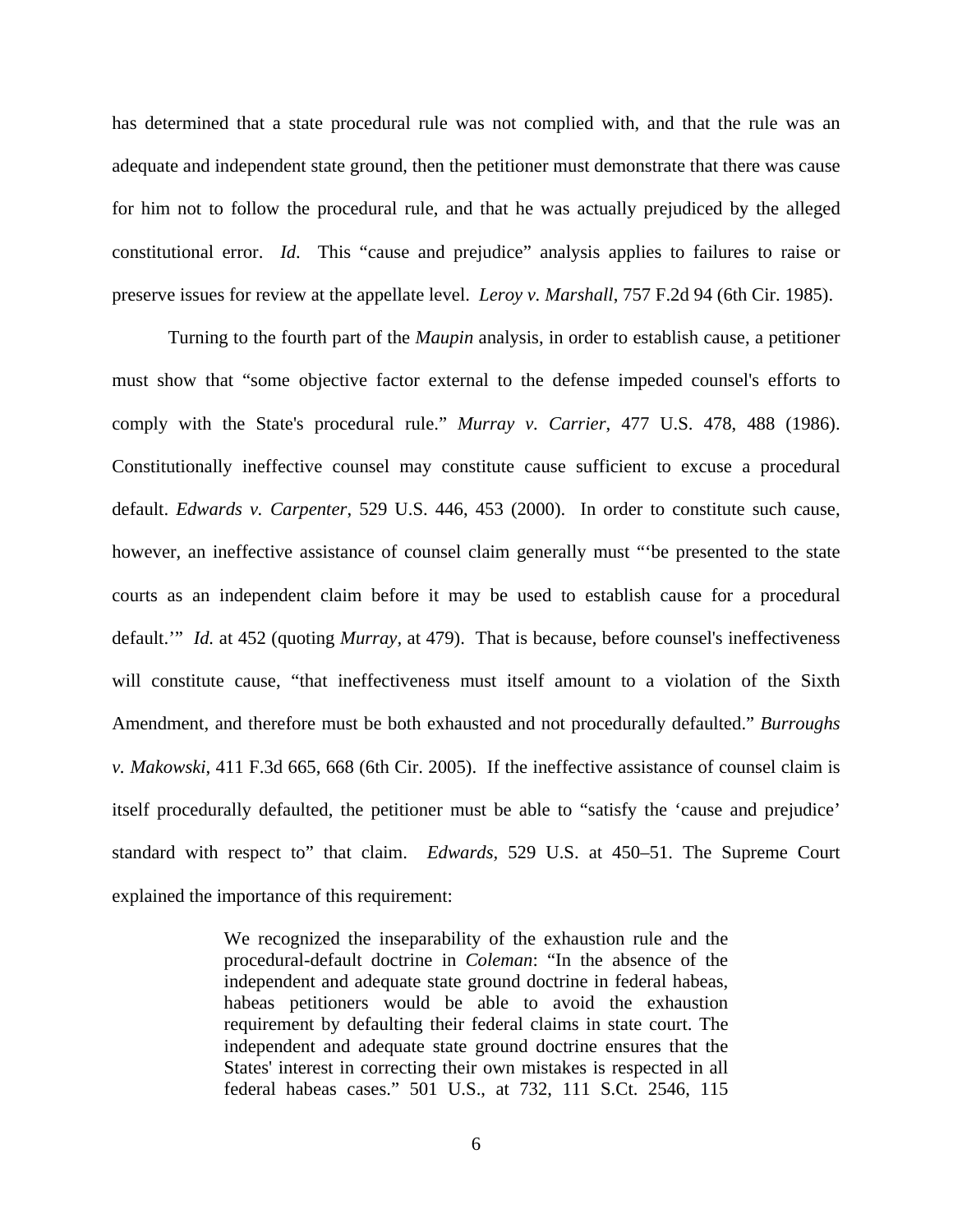has determined that a state procedural rule was not complied with, and that the rule was an adequate and independent state ground, then the petitioner must demonstrate that there was cause for him not to follow the procedural rule, and that he was actually prejudiced by the alleged constitutional error. *Id*. This "cause and prejudice" analysis applies to failures to raise or preserve issues for review at the appellate level. *Leroy v. Marshall*, 757 F.2d 94 (6th Cir. 1985).

Turning to the fourth part of the *Maupin* analysis, in order to establish cause, a petitioner must show that "some objective factor external to the defense impeded counsel's efforts to comply with the State's procedural rule." *Murray v. Carrier*, 477 U.S. 478, 488 (1986). Constitutionally ineffective counsel may constitute cause sufficient to excuse a procedural default. *Edwards v. Carpenter*, 529 U.S. 446, 453 (2000). In order to constitute such cause, however, an ineffective assistance of counsel claim generally must "'be presented to the state courts as an independent claim before it may be used to establish cause for a procedural default.'" *Id.* at 452 (quoting *Murray*, at 479). That is because, before counsel's ineffectiveness will constitute cause, "that ineffectiveness must itself amount to a violation of the Sixth Amendment, and therefore must be both exhausted and not procedurally defaulted." *Burroughs v. Makowski*, 411 F.3d 665, 668 (6th Cir. 2005). If the ineffective assistance of counsel claim is itself procedurally defaulted, the petitioner must be able to "satisfy the 'cause and prejudice' standard with respect to" that claim. *Edwards*, 529 U.S. at 450–51. The Supreme Court explained the importance of this requirement:

> We recognized the inseparability of the exhaustion rule and the procedural-default doctrine in *Coleman*: "In the absence of the independent and adequate state ground doctrine in federal habeas, habeas petitioners would be able to avoid the exhaustion requirement by defaulting their federal claims in state court. The independent and adequate state ground doctrine ensures that the States' interest in correcting their own mistakes is respected in all federal habeas cases." 501 U.S., at 732, 111 S.Ct. 2546, 115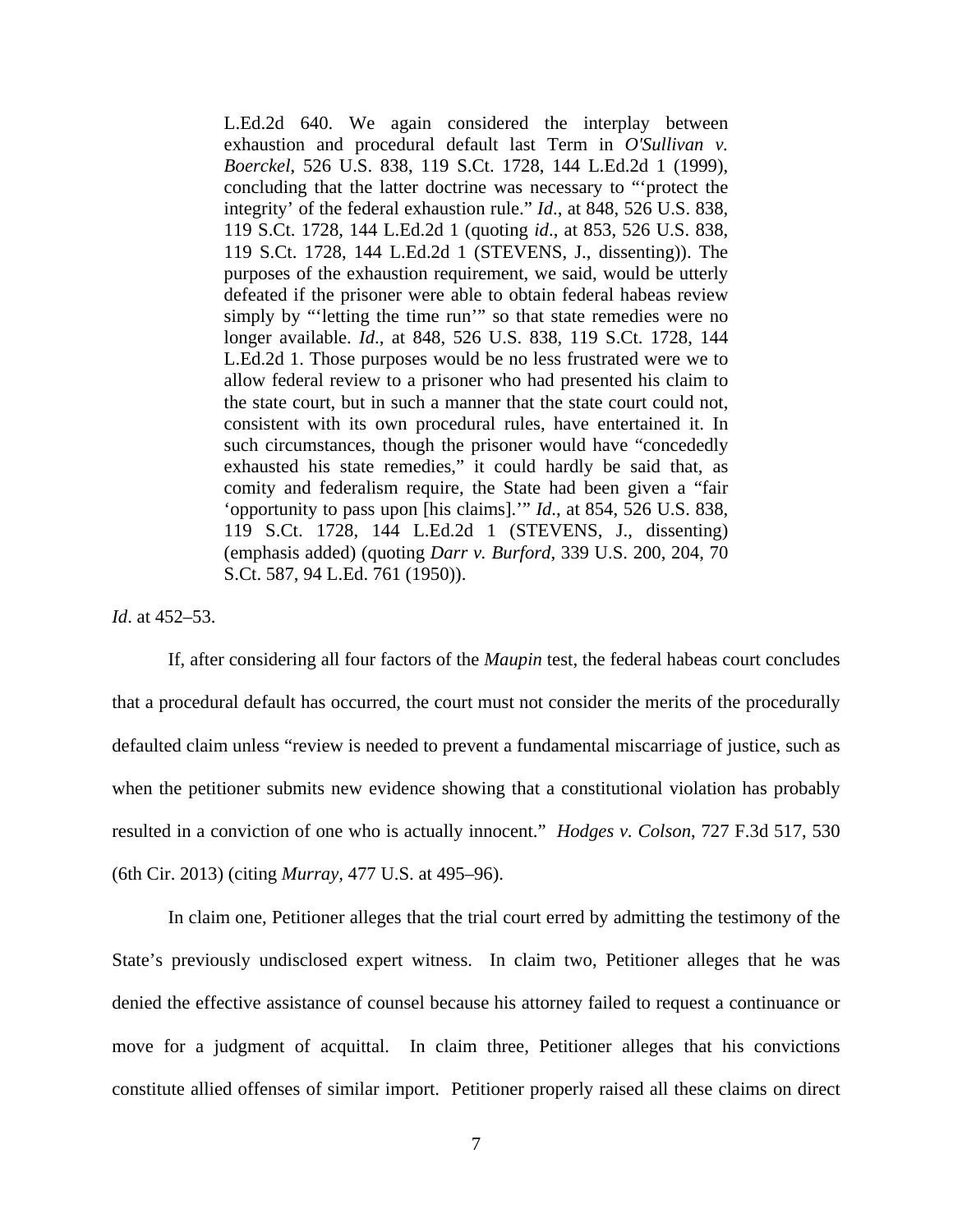> L.Ed.2d 640. We again considered the interplay between exhaustion and procedural default last Term in *O'Sullivan v. Boerckel*, 526 U.S. 838, 119 S.Ct. 1728, 144 L.Ed.2d 1 (1999), concluding that the latter doctrine was necessary to "'protect the integrity' of the federal exhaustion rule." *Id*., at 848, 526 U.S. 838, 119 S.Ct. 1728, 144 L.Ed.2d 1 (quoting *id*., at 853, 526 U.S. 838, 119 S.Ct. 1728, 144 L.Ed.2d 1 (STEVENS, J., dissenting)). The purposes of the exhaustion requirement, we said, would be utterly defeated if the prisoner were able to obtain federal habeas review simply by "'letting the time run'" so that state remedies were no longer available. *Id*., at 848, 526 U.S. 838, 119 S.Ct. 1728, 144 L.Ed.2d 1. Those purposes would be no less frustrated were we to allow federal review to a prisoner who had presented his claim to the state court, but in such a manner that the state court could not, consistent with its own procedural rules, have entertained it. In such circumstances, though the prisoner would have "concededly exhausted his state remedies," it could hardly be said that, as comity and federalism require, the State had been given a "fair 'opportunity to pass upon [his claims].'" *Id*., at 854, 526 U.S. 838, 119 S.Ct. 1728, 144 L.Ed.2d 1 (STEVENS, J., dissenting) (emphasis added) (quoting *Darr v. Burford*, 339 U.S. 200, 204, 70 S.Ct. 587, 94 L.Ed. 761 (1950)).

*Id*. at 452–53.

If, after considering all four factors of the *Maupin* test, the federal habeas court concludes that a procedural default has occurred, the court must not consider the merits of the procedurally defaulted claim unless "review is needed to prevent a fundamental miscarriage of justice, such as when the petitioner submits new evidence showing that a constitutional violation has probably resulted in a conviction of one who is actually innocent." *Hodges v. Colson*, 727 F.3d 517, 530 (6th Cir. 2013) (citing *Murray*, 477 U.S. at 495–96).

In claim one, Petitioner alleges that the trial court erred by admitting the testimony of the State's previously undisclosed expert witness. In claim two, Petitioner alleges that he was denied the effective assistance of counsel because his attorney failed to request a continuance or move for a judgment of acquittal. In claim three, Petitioner alleges that his convictions constitute allied offenses of similar import. Petitioner properly raised all these claims on direct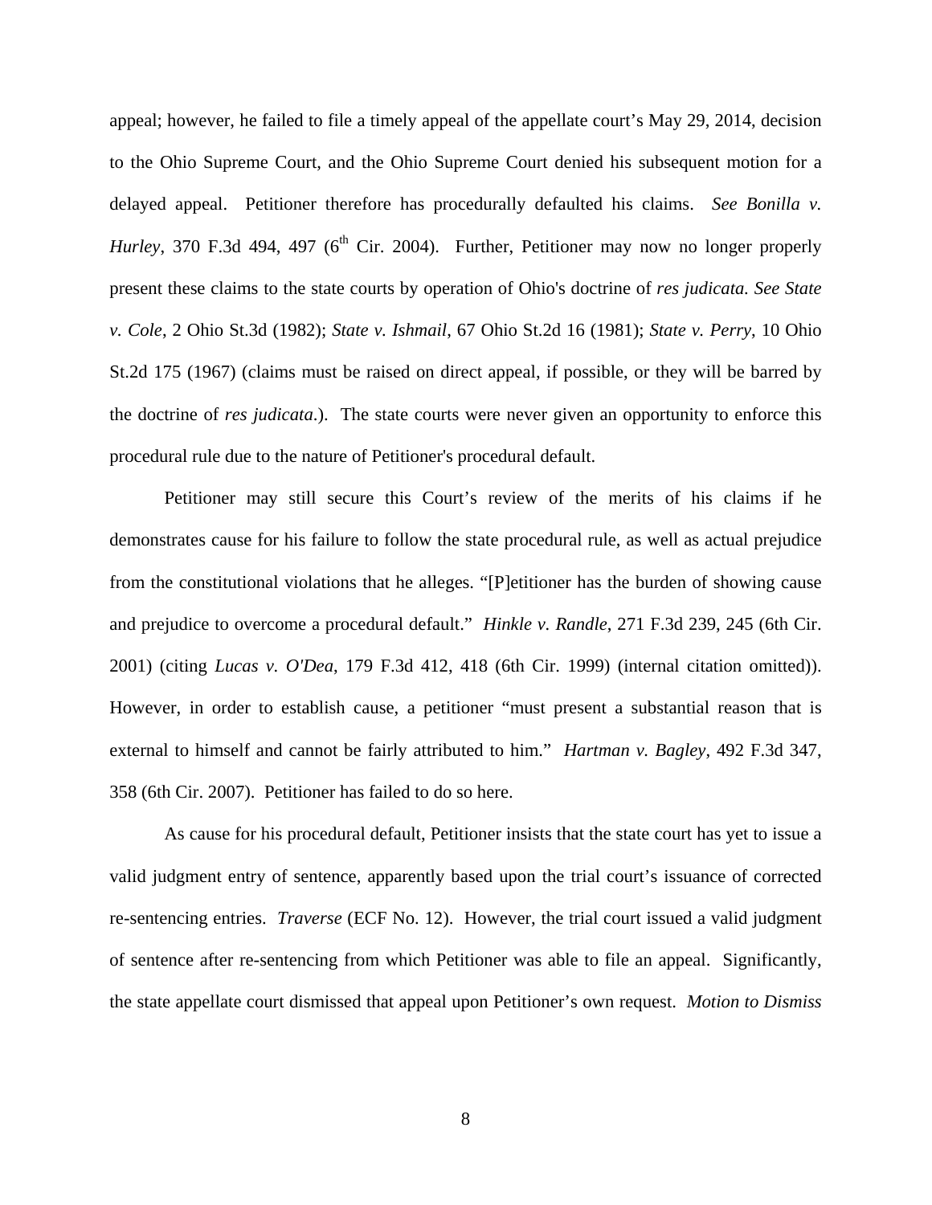appeal; however, he failed to file a timely appeal of the appellate court's May 29, 2014, decision to the Ohio Supreme Court, and the Ohio Supreme Court denied his subsequent motion for a delayed appeal. Petitioner therefore has procedurally defaulted his claims. *See Bonilla v. Hurley*, 370 F.3d 494, 497 (6th Cir. 2004). Further, Petitioner may now no longer properly present these claims to the state courts by operation of Ohio's doctrine of *res judicata*. *See State v. Cole*, 2 Ohio St.3d (1982); *State v. Ishmail*, 67 Ohio St.2d 16 (1981); *State v. Perry*, 10 Ohio St.2d 175 (1967) (claims must be raised on direct appeal, if possible, or they will be barred by the doctrine of *res judicata*.). The state courts were never given an opportunity to enforce this procedural rule due to the nature of Petitioner's procedural default.

Petitioner may still secure this Court's review of the merits of his claims if he demonstrates cause for his failure to follow the state procedural rule, as well as actual prejudice from the constitutional violations that he alleges. "[P]etitioner has the burden of showing cause and prejudice to overcome a procedural default." *Hinkle v. Randle*, 271 F.3d 239, 245 (6th Cir. 2001) (citing *Lucas v. O'Dea*, 179 F.3d 412, 418 (6th Cir. 1999) (internal citation omitted)). However, in order to establish cause, a petitioner "must present a substantial reason that is external to himself and cannot be fairly attributed to him." *Hartman v. Bagley*, 492 F.3d 347, 358 (6th Cir. 2007). Petitioner has failed to do so here.

As cause for his procedural default, Petitioner insists that the state court has yet to issue a valid judgment entry of sentence, apparently based upon the trial court's issuance of corrected re-sentencing entries. *Traverse* (ECF No. 12). However, the trial court issued a valid judgment of sentence after re-sentencing from which Petitioner was able to file an appeal. Significantly, the state appellate court dismissed that appeal upon Petitioner's own request. *Motion to Dismiss*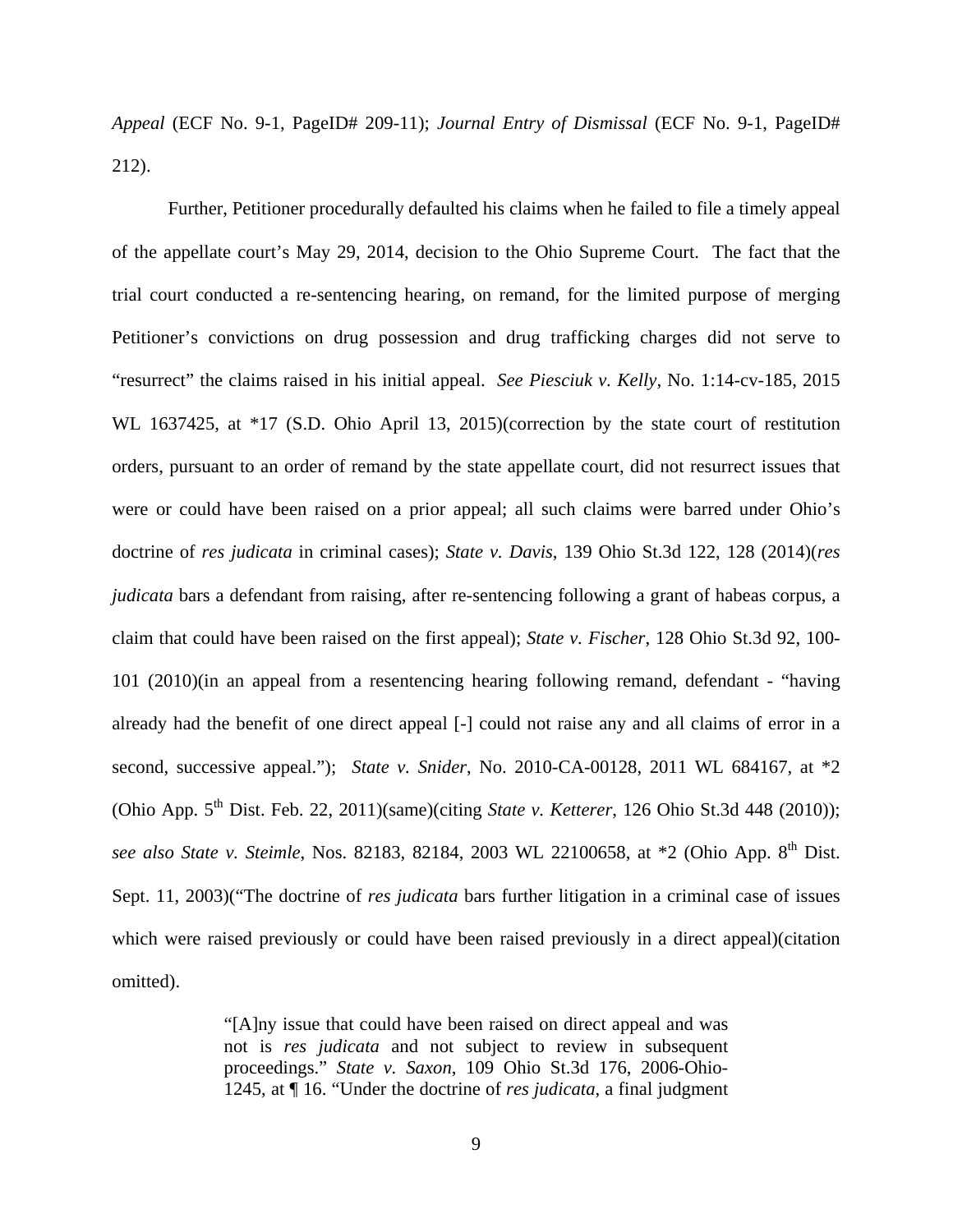*Appeal* (ECF No. 9-1, PageID# 209-11); *Journal Entry of Dismissal* (ECF No. 9-1, PageID# 212).

Further, Petitioner procedurally defaulted his claims when he failed to file a timely appeal of the appellate court's May 29, 2014, decision to the Ohio Supreme Court. The fact that the trial court conducted a re-sentencing hearing, on remand, for the limited purpose of merging Petitioner's convictions on drug possession and drug trafficking charges did not serve to "resurrect" the claims raised in his initial appeal. *See Piesciuk v. Kelly*, No. 1:14-cv-185, 2015 WL 1637425, at *17 (S.D. Ohio April 13, 2015)(correction by the state court of restitution orders, pursuant to an order of remand by the state appellate court, did not resurrect issues that were or could have been raised on a prior appeal; all such claims were barred under Ohio's doctrine of *res judicata* in criminal cases); *State v. Davis*, 139 Ohio St.3d 122, 128 (2014)(*res judicata* bars a defendant from raising, after re-sentencing following a grant of habeas corpus, a claim that could have been raised on the first appeal); *State v. Fischer*, 128 Ohio St.3d 92, 100-101 (2010)(in an appeal from a resentencing hearing following remand, defendant - "having already had the benefit of one direct appeal [-] could not raise any and all claims of error in a second, successive appeal."); *State v. Snider*, No. 2010-CA-00128, 2011 WL 684167, at *2 (Ohio App. 5th Dist. Feb. 22, 2011)(same)(citing *State v. Ketterer*, 126 Ohio St.3d 448 (2010)); *see also State v. Steimle*, Nos. 82183, 82184, 2003 WL 22100658, at *2 (Ohio App. 8th Dist. Sept. 11, 2003)("The doctrine of *res judicata* bars further litigation in a criminal case of issues which were raised previously or could have been raised previously in a direct appeal)(citation omitted).

> "[A]ny issue that could have been raised on direct appeal and was not is *res judicata* and not subject to review in subsequent proceedings." *State v. Saxon*, 109 Ohio St.3d 176, 2006-Ohio-1245, at ¶ 16. "Under the doctrine of *res judicata*, a final judgment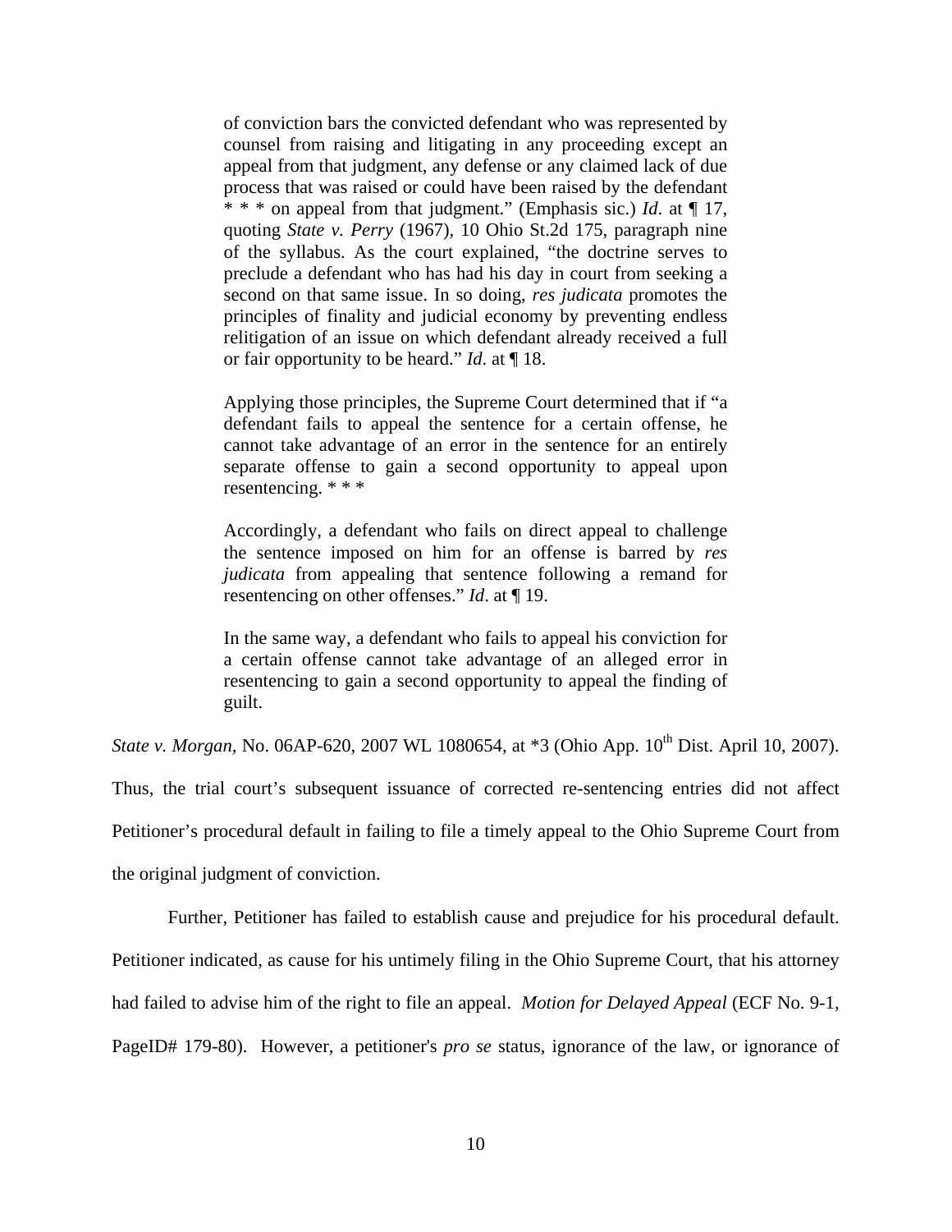> of conviction bars the convicted defendant who was represented by counsel from raising and litigating in any proceeding except an appeal from that judgment, any defense or any claimed lack of due process that was raised or could have been raised by the defendant * * * on appeal from that judgment." (Emphasis sic.) *Id*. at ¶ 17, quoting *State v. Perry* (1967), 10 Ohio St.2d 175, paragraph nine of the syllabus. As the court explained, "the doctrine serves to preclude a defendant who has had his day in court from seeking a second on that same issue. In so doing, *res judicata* promotes the principles of finality and judicial economy by preventing endless relitigation of an issue on which defendant already received a full or fair opportunity to be heard." *Id*. at ¶ 18.
>
> Applying those principles, the Supreme Court determined that if "a defendant fails to appeal the sentence for a certain offense, he cannot take advantage of an error in the sentence for an entirely separate offense to gain a second opportunity to appeal upon resentencing. * * *
>
> Accordingly, a defendant who fails on direct appeal to challenge the sentence imposed on him for an offense is barred by *res judicata* from appealing that sentence following a remand for resentencing on other offenses." *Id*. at ¶ 19.
>
> In the same way, a defendant who fails to appeal his conviction for a certain offense cannot take advantage of an alleged error in resentencing to gain a second opportunity to appeal the finding of guilt.

*State v. Morgan*, No. 06AP-620, 2007 WL 1080654, at *3 (Ohio App. 10th Dist. April 10, 2007). Thus, the trial court's subsequent issuance of corrected re-sentencing entries did not affect Petitioner's procedural default in failing to file a timely appeal to the Ohio Supreme Court from the original judgment of conviction.

Further, Petitioner has failed to establish cause and prejudice for his procedural default. Petitioner indicated, as cause for his untimely filing in the Ohio Supreme Court, that his attorney had failed to advise him of the right to file an appeal. *Motion for Delayed Appeal* (ECF No. 9-1, PageID# 179-80). However, a petitioner's *pro se* status, ignorance of the law, or ignorance of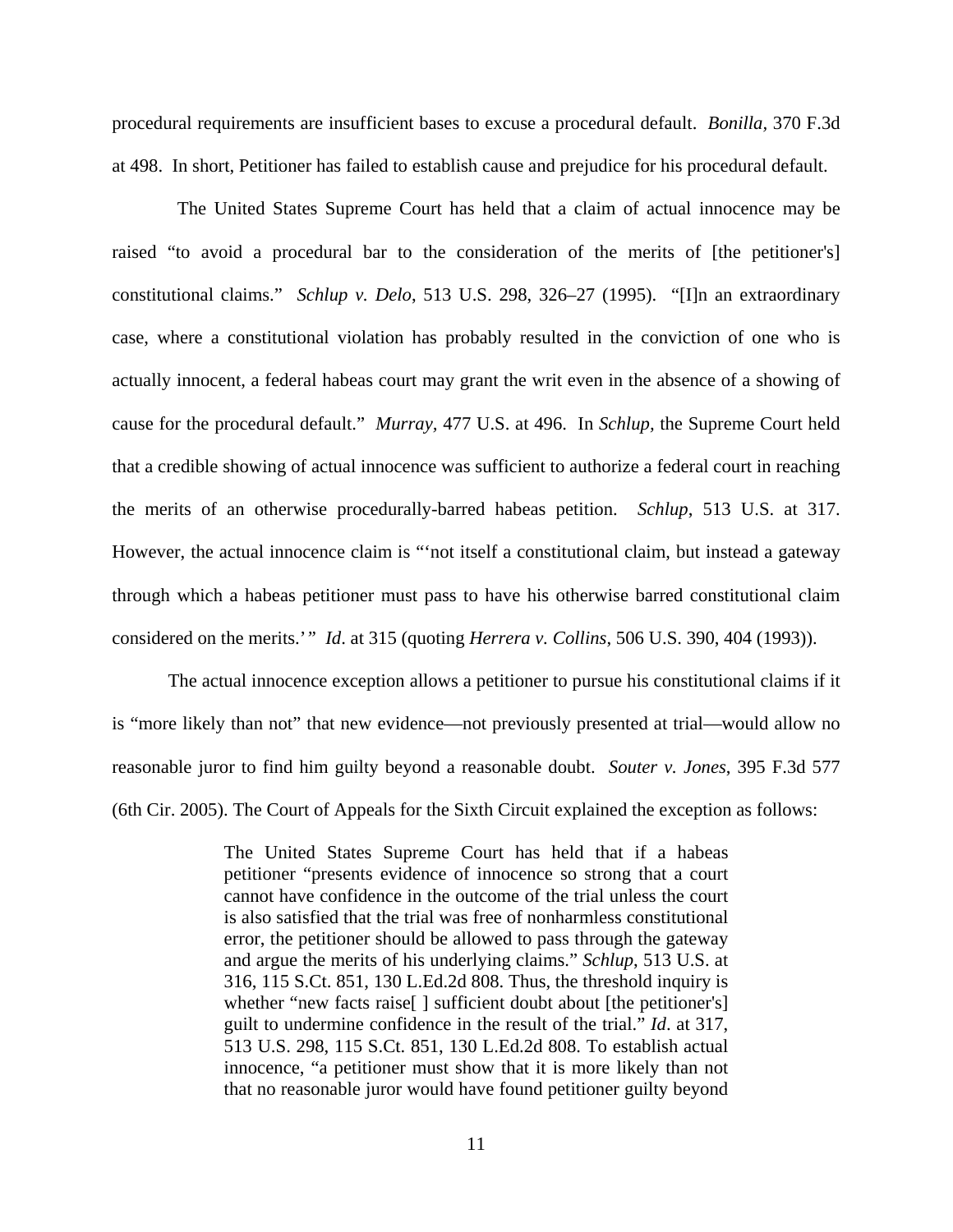procedural requirements are insufficient bases to excuse a procedural default. *Bonilla*, 370 F.3d at 498. In short, Petitioner has failed to establish cause and prejudice for his procedural default.

The United States Supreme Court has held that a claim of actual innocence may be raised "to avoid a procedural bar to the consideration of the merits of [the petitioner's] constitutional claims." *Schlup v. Delo*, 513 U.S. 298, 326–27 (1995). "[I]n an extraordinary case, where a constitutional violation has probably resulted in the conviction of one who is actually innocent, a federal habeas court may grant the writ even in the absence of a showing of cause for the procedural default." *Murray*, 477 U.S. at 496. In *Schlup*, the Supreme Court held that a credible showing of actual innocence was sufficient to authorize a federal court in reaching the merits of an otherwise procedurally-barred habeas petition. *Schlup*, 513 U.S. at 317. However, the actual innocence claim is "'not itself a constitutional claim, but instead a gateway through which a habeas petitioner must pass to have his otherwise barred constitutional claim considered on the merits.'" *Id*. at 315 (quoting *Herrera v. Collins*, 506 U.S. 390, 404 (1993)).

The actual innocence exception allows a petitioner to pursue his constitutional claims if it is "more likely than not" that new evidence—not previously presented at trial—would allow no reasonable juror to find him guilty beyond a reasonable doubt. *Souter v. Jones*, 395 F.3d 577 (6th Cir. 2005). The Court of Appeals for the Sixth Circuit explained the exception as follows:

> The United States Supreme Court has held that if a habeas petitioner "presents evidence of innocence so strong that a court cannot have confidence in the outcome of the trial unless the court is also satisfied that the trial was free of nonharmless constitutional error, the petitioner should be allowed to pass through the gateway and argue the merits of his underlying claims." *Schlup*, 513 U.S. at 316, 115 S.Ct. 851, 130 L.Ed.2d 808. Thus, the threshold inquiry is whether "new facts raise[ ] sufficient doubt about [the petitioner's] guilt to undermine confidence in the result of the trial." *Id*. at 317, 513 U.S. 298, 115 S.Ct. 851, 130 L.Ed.2d 808. To establish actual innocence, "a petitioner must show that it is more likely than not that no reasonable juror would have found petitioner guilty beyond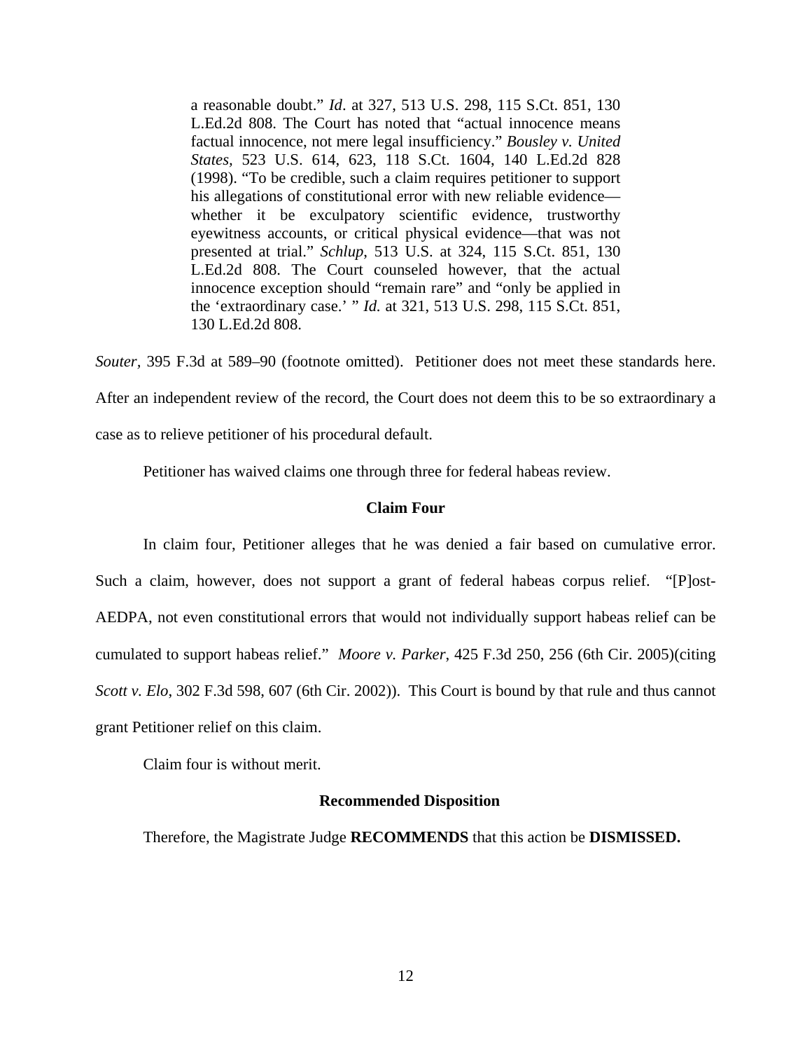> a reasonable doubt." *Id*. at 327, 513 U.S. 298, 115 S.Ct. 851, 130 L.Ed.2d 808. The Court has noted that "actual innocence means factual innocence, not mere legal insufficiency." *Bousley v. United States,* 523 U.S. 614, 623, 118 S.Ct. 1604, 140 L.Ed.2d 828 (1998). "To be credible, such a claim requires petitioner to support his allegations of constitutional error with new reliable evidence—whether it be exculpatory scientific evidence, trustworthy eyewitness accounts, or critical physical evidence—that was not presented at trial." *Schlup*, 513 U.S. at 324, 115 S.Ct. 851, 130 L.Ed.2d 808. The Court counseled however, that the actual innocence exception should "remain rare" and "only be applied in the 'extraordinary case.' " *Id.* at 321, 513 U.S. 298, 115 S.Ct. 851, 130 L.Ed.2d 808.

*Souter*, 395 F.3d at 589–90 (footnote omitted). Petitioner does not meet these standards here. After an independent review of the record, the Court does not deem this to be so extraordinary a case as to relieve petitioner of his procedural default.

Petitioner has waived claims one through three for federal habeas review.

**Claim Four**

In claim four, Petitioner alleges that he was denied a fair based on cumulative error. Such a claim, however, does not support a grant of federal habeas corpus relief. "[P]ost-AEDPA, not even constitutional errors that would not individually support habeas relief can be cumulated to support habeas relief." *Moore v. Parker*, 425 F.3d 250, 256 (6th Cir. 2005)(citing *Scott v. Elo*, 302 F.3d 598, 607 (6th Cir. 2002)). This Court is bound by that rule and thus cannot grant Petitioner relief on this claim.

Claim four is without merit.

**Recommended Disposition**

Therefore, the Magistrate Judge **RECOMMENDS** that this action be **DISMISSED.**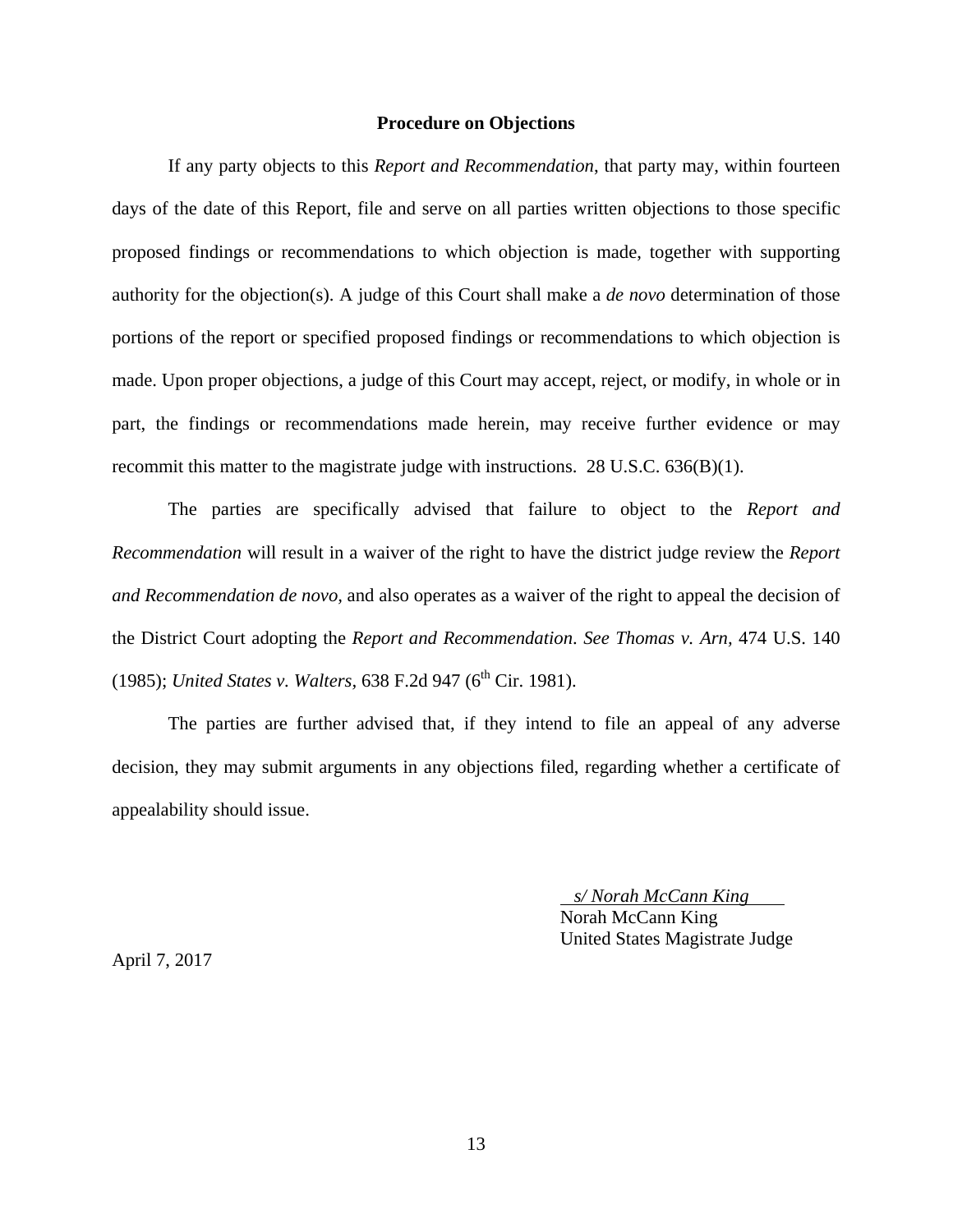**Procedure on Objections**

If any party objects to this *Report and Recommendation*, that party may, within fourteen days of the date of this Report, file and serve on all parties written objections to those specific proposed findings or recommendations to which objection is made, together with supporting authority for the objection(s). A judge of this Court shall make a *de novo* determination of those portions of the report or specified proposed findings or recommendations to which objection is made. Upon proper objections, a judge of this Court may accept, reject, or modify, in whole or in part, the findings or recommendations made herein, may receive further evidence or may recommit this matter to the magistrate judge with instructions. 28 U.S.C. 636(B)(1).

The parties are specifically advised that failure to object to the *Report and Recommendation* will result in a waiver of the right to have the district judge review the *Report and Recommendation de novo,* and also operates as a waiver of the right to appeal the decision of the District Court adopting the *Report and Recommendation*. *See Thomas v. Arn,* 474 U.S. 140 (1985); *United States v. Walters,* 638 F.2d 947 (6th Cir. 1981).

The parties are further advised that, if they intend to file an appeal of any adverse decision, they may submit arguments in any objections filed, regarding whether a certificate of appealability should issue.

*s/ Norah McCann King*
Norah McCann King
United States Magistrate Judge

April 7, 2017